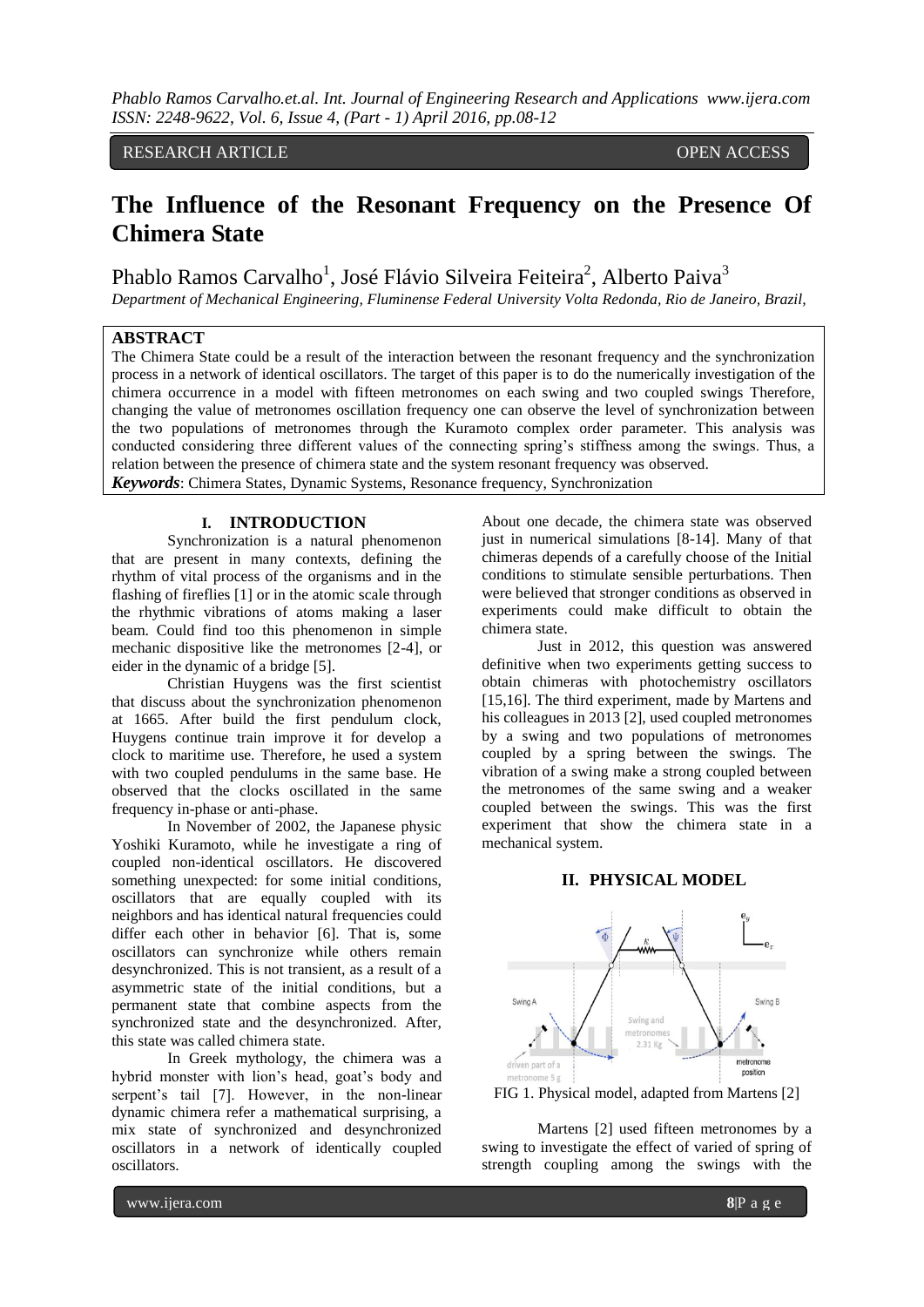RESEARCH ARTICLE OPEN ACCESS

# The Influence of the Resonant Frequency on the Presence Of Chimera State

Phablo Ramos Carvalho[1], José Flávio Silveira Feiteira[2], Alberto Paiva[3]

*Department of Mechanical Engineering, Fluminense Federal University Volta Redonda, Rio de Janeiro, Brazil,*

## ABSTRACT

The Chimera State could be a result of the interaction between the resonant frequency and the synchronization process in a network of identical oscillators. The target of this paper is to do the numerically investigation of the chimera occurrence in a model with fifteen metronomes on each swing and two coupled swings Therefore, changing the value of metronomes oscillation frequency one can observe the level of synchronization between the two populations of metronomes through the Kuramoto complex order parameter. This analysis was conducted considering three different values of the connecting spring's stiffness among the swings. Thus, a relation between the presence of chimera state and the system resonant frequency was observed.

***Keywords***: Chimera States, Dynamic Systems, Resonance frequency, Synchronization

## I. INTRODUCTION

Synchronization is a natural phenomenon that are present in many contexts, defining the rhythm of vital process of the organisms and in the flashing of fireflies [1] or in the atomic scale through the rhythmic vibrations of atoms making a laser beam. Could find too this phenomenon in simple mechanic dispositive like the metronomes [2-4], or eider in the dynamic of a bridge [5].

Christian Huygens was the first scientist that discuss about the synchronization phenomenon at 1665. After build the first pendulum clock, Huygens continue train improve it for develop a clock to maritime use. Therefore, he used a system with two coupled pendulums in the same base. He observed that the clocks oscillated in the same frequency in-phase or anti-phase.

In November of 2002, the Japanese physic Yoshiki Kuramoto, while he investigate a ring of coupled non-identical oscillators. He discovered something unexpected: for some initial conditions, oscillators that are equally coupled with its neighbors and has identical natural frequencies could differ each other in behavior [6]. That is, some oscillators can synchronize while others remain desynchronized. This is not transient, as a result of a asymmetric state of the initial conditions, but a permanent state that combine aspects from the synchronized state and the desynchronized. After, this state was called chimera state.

In Greek mythology, the chimera was a hybrid monster with lion's head, goat's body and serpent's tail [7]. However, in the non-linear dynamic chimera refer a mathematical surprising, a mix state of synchronized and desynchronized oscillators in a network of identically coupled oscillators.

About one decade, the chimera state was observed just in numerical simulations [8-14]. Many of that chimeras depends of a carefully choose of the Initial conditions to stimulate sensible perturbations. Then were believed that stronger conditions as observed in experiments could make difficult to obtain the chimera state.

Just in 2012, this question was answered definitive when two experiments getting success to obtain chimeras with photochemistry oscillators [15,16]. The third experiment, made by Martens and his colleagues in 2013 [2], used coupled metronomes by a swing and two populations of metronomes coupled by a spring between the swings. The vibration of a swing make a strong coupled between the metronomes of the same swing and a weaker coupled between the swings. This was the first experiment that show the chimera state in a mechanical system.

## II. PHYSICAL MODEL

FIG 1. Physical model, adapted from Martens [2]

Martens [2] used fifteen metronomes by a swing to investigate the effect of varied of spring of strength coupling among the swings with the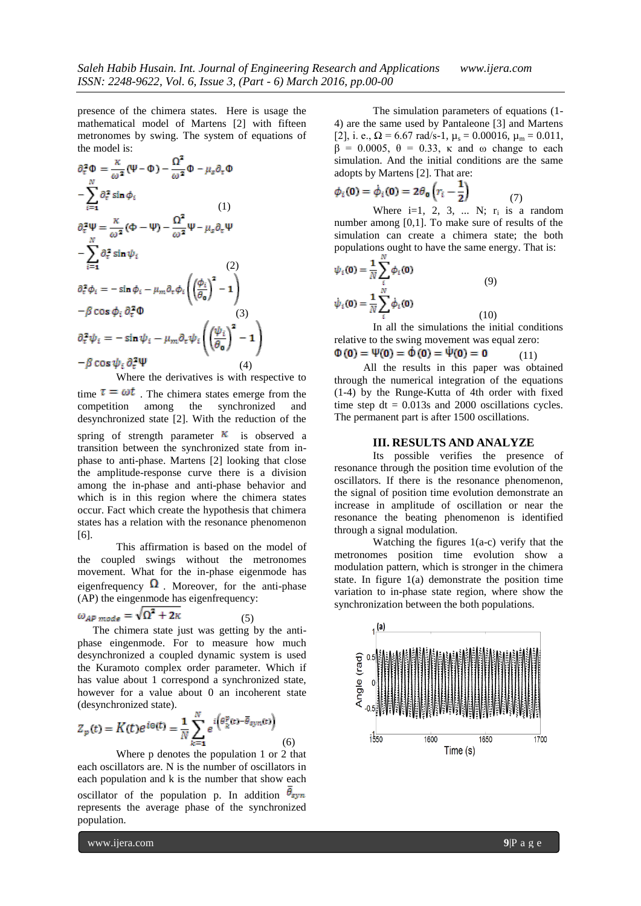presence of the chimera states. Here is usage the mathematical model of Martens [2] with fifteen metronomes by swing. The system of equations of the model is:

$$\partial_\tau^2 \Phi = \frac{\kappa}{\omega^2}(\Psi - \Phi) - \frac{\Omega^2}{\omega^2}\Phi - \mu_s \partial_\tau \Phi - \sum_{i=1}^{N} \partial_\tau^2 \sin\phi_i \quad (1)$$

$$\partial_\tau^2 \Psi = \frac{\kappa}{\omega^2}(\Phi - \Psi) - \frac{\Omega^2}{\omega^2}\Psi - \mu_s \partial_\tau \Psi - \sum_{i=1}^{N} \partial_\tau^2 \sin\psi_i \quad (2)$$

$$\partial_\tau^2 \phi_i = -\sin\phi_i - \mu_m \partial_\tau \phi_i \left(\left(\frac{\phi_i}{\theta_0}\right)^2 - 1\right) - \beta \cos\phi_i \, \partial_\tau^2 \Phi \quad (3)$$

$$\partial_\tau^2 \psi_i = -\sin\psi_i - \mu_m \partial_\tau \psi_i \left(\left(\frac{\psi_i}{\theta_0}\right)^2 - 1\right) - \beta \cos\psi_i \, \partial_\tau^2 \Psi \quad (4)$$

Where the derivatives is with respective to time $\tau = \omega t$ . The chimera states emerge from the competition among the synchronized and desynchronized state [2]. With the reduction of the spring of strength parameter $\kappa$ is observed a transition between the synchronized state from in-phase to anti-phase. Martens [2] looking that close the amplitude-response curve there is a division among the in-phase and anti-phase behavior and which is in this region where the chimera states occur. Fact which create the hypothesis that chimera states has a relation with the resonance phenomenon [6].

This affirmation is based on the model of the coupled swings without the metronomes movement. What for the in-phase eigenmode has eigenfrequency $\Omega$ . Moreover, for the anti-phase (AP) the eingenmode has eigenfrequency:

$$\omega_{AP\ mode} = \sqrt{\Omega^2 + 2\kappa} \quad (5)$$

The chimera state just was getting by the anti-phase eingenmode. For to measure how much desynchronized a coupled dynamic system is used the Kuramoto complex order parameter. Which if has value about 1 correspond a synchronized state, however for a value about 0 an incoherent state (desynchronized state).

$$Z_p(t) = K(t)e^{i\Theta(t)} = \frac{1}{N}\sum_{k=1}^{N} e^{i\left(\theta_k^p(t) - \bar{\theta}_{syn}(t)\right)} \quad (6)$$

Where p denotes the population 1 or 2 that each oscillators are. N is the number of oscillators in each population and k is the number that show each oscillator of the population p. In addition $\bar{\theta}_{syn}$ represents the average phase of the synchronized population.

The simulation parameters of equations (1-4) are the same used by Pantaleone [3] and Martens [2], i. e., $\Omega$ = 6.67 rad/s-1, $\mu_s$ = 0.00016, $\mu_m$ = 0.011, $\beta$ = 0.0005, $\theta$ = 0.33, $\kappa$ and $\omega$ change to each simulation. And the initial conditions are the same adopts by Martens [2]. That are:

$$\phi_i(0) = \dot{\phi}_i(0) = 2\theta_0\left(r_i - \frac{1}{2}\right) \quad (7)$$

Where i=1, 2, 3, ... N; $r_i$ is a random number among [0,1]. To make sure of results of the simulation can create a chimera state; the both populations ought to have the same energy. That is:

$$\psi_i(0) = \frac{1}{N}\sum_{i}^{N} \phi_i(0) \quad (9)$$

$$\dot{\psi}_i(0) = \frac{1}{N}\sum_{i}^{N} \dot{\phi}_i(0) \quad (10)$$

In all the simulations the initial conditions relative to the swing movement was equal zero:

$$\Phi(0) = \Psi(0) = \dot{\Phi}(0) = \dot{\Psi}(0) = 0 \quad (11)$$

All the results in this paper was obtained through the numerical integration of the equations (1-4) by the Runge-Kutta of 4th order with fixed time step dt = 0.013s and 2000 oscillations cycles. The permanent part is after 1500 oscillations.

## III. RESULTS AND ANALYZE

Its possible verifies the presence of resonance through the position time evolution of the oscillators. If there is the resonance phenomenon, the signal of position time evolution demonstrate an increase in amplitude of oscillation or near the resonance the beating phenomenon is identified through a signal modulation.

Watching the figures 1(a-c) verify that the metronomes position time evolution show a modulation pattern, which is stronger in the chimera state. In figure 1(a) demonstrate the position time variation to in-phase state region, where show the synchronization between the both populations.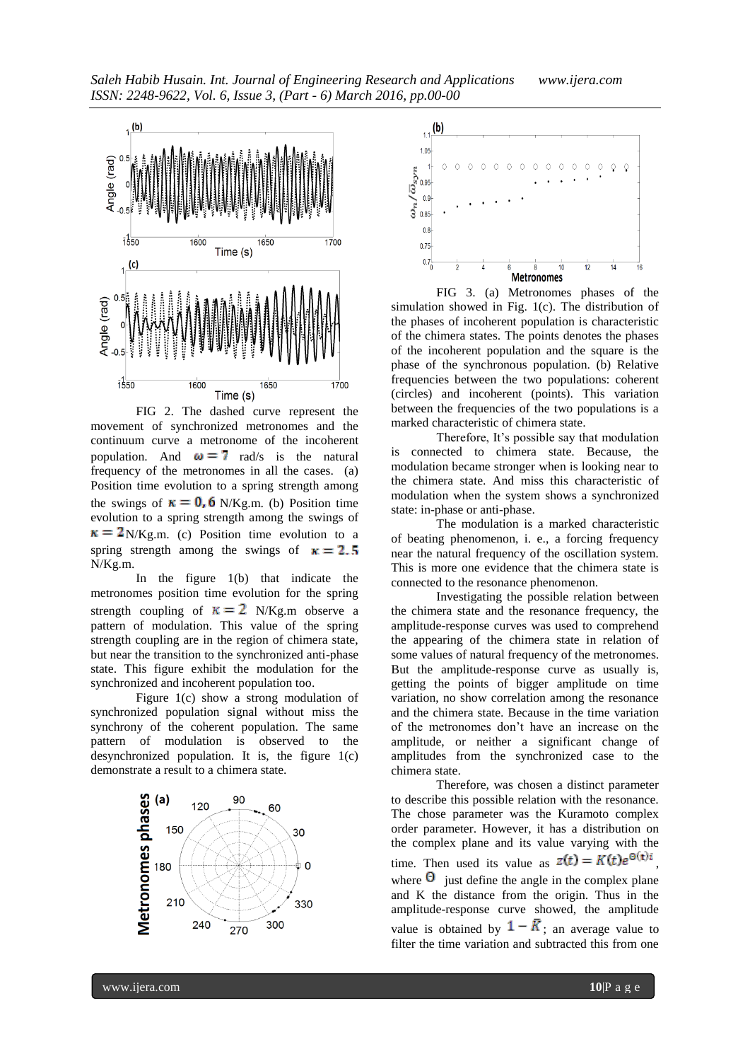FIG 2. The dashed curve represent the movement of synchronized metronomes and the continuum curve a metronome of the incoherent population. And $\omega = 7$ rad/s is the natural frequency of the metronomes in all the cases. (a) Position time evolution to a spring strength among the swings of $\kappa = 0,6$ N/Kg.m. (b) Position time evolution to a spring strength among the swings of $\kappa = 2$ N/Kg.m. (c) Position time evolution to a spring strength among the swings of $\kappa = 2.5$ N/Kg.m.

In the figure 1(b) that indicate the metronomes position time evolution for the spring strength coupling of $\kappa = 2$ N/Kg.m observe a pattern of modulation. This value of the spring strength coupling are in the region of chimera state, but near the transition to the synchronized anti-phase state. This figure exhibit the modulation for the synchronized and incoherent population too.

Figure 1(c) show a strong modulation of synchronized population signal without miss the synchrony of the coherent population. The same pattern of modulation is observed to the desynchronized population. It is, the figure 1(c) demonstrate a result to a chimera state.

FIG 3. (a) Metronomes phases of the simulation showed in Fig. 1(c). The distribution of the phases of incoherent population is characteristic of the chimera states. The points denotes the phases of the incoherent population and the square is the phase of the synchronous population. (b) Relative frequencies between the two populations: coherent (circles) and incoherent (points). This variation between the frequencies of the two populations is a marked characteristic of chimera state.

Therefore, It's possible say that modulation is connected to chimera state. Because, the modulation became stronger when is looking near to the chimera state. And miss this characteristic of modulation when the system shows a synchronized state: in-phase or anti-phase.

The modulation is a marked characteristic of beating phenomenon, i. e., a forcing frequency near the natural frequency of the oscillation system. This is more one evidence that the chimera state is connected to the resonance phenomenon.

Investigating the possible relation between the chimera state and the resonance frequency, the amplitude-response curves was used to comprehend the appearing of the chimera state in relation of some values of natural frequency of the metronomes. But the amplitude-response curve as usually is, getting the points of bigger amplitude on time variation, no show correlation among the resonance and the chimera state. Because in the time variation of the metronomes don't have an increase on the amplitude, or neither a significant change of amplitudes from the synchronized case to the chimera state.

Therefore, was chosen a distinct parameter to describe this possible relation with the resonance. The chose parameter was the Kuramoto complex order parameter. However, it has a distribution on the complex plane and its value varying with the time. Then used its value as $z(t) = K(t)e^{\Theta(t)i}$, where $\Theta$ just define the angle in the complex plane and K the distance from the origin. Thus in the amplitude-response curve showed, the amplitude value is obtained by $1 - \bar{K}$; an average value to filter the time variation and subtracted this from one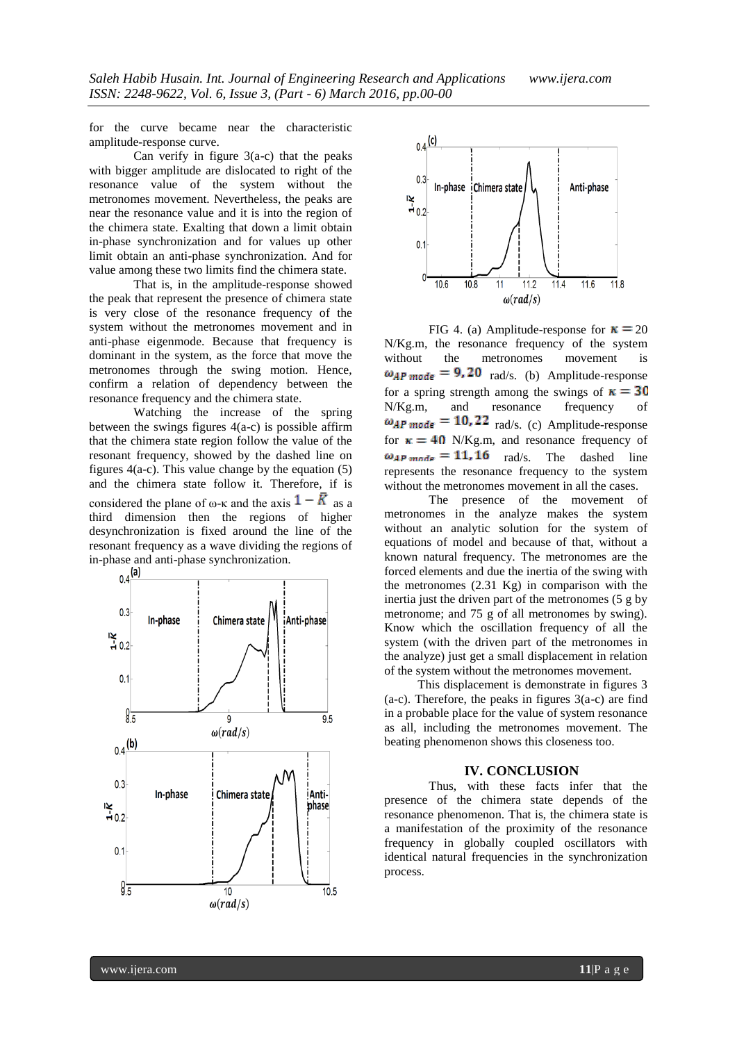for the curve became near the characteristic amplitude-response curve.

Can verify in figure 3(a-c) that the peaks with bigger amplitude are dislocated to right of the resonance value of the system without the metronomes movement. Nevertheless, the peaks are near the resonance value and it is into the region of the chimera state. Exalting that down a limit obtain in-phase synchronization and for values up other limit obtain an anti-phase synchronization. And for value among these two limits find the chimera state.

That is, in the amplitude-response showed the peak that represent the presence of chimera state is very close of the resonance frequency of the system without the metronomes movement and in anti-phase eigenmode. Because that frequency is dominant in the system, as the force that move the metronomes through the swing motion. Hence, confirm a relation of dependency between the resonance frequency and the chimera state.

Watching the increase of the spring between the swings figures 4(a-c) is possible affirm that the chimera state region follow the value of the resonant frequency, showed by the dashed line on figures 4(a-c). This value change by the equation (5) and the chimera state follow it. Therefore, if is considered the plane of ω-κ and the axis $1-\bar{K}$ as a third dimension then the regions of higher desynchronization is fixed around the line of the resonant frequency as a wave dividing the regions of in-phase and anti-phase synchronization.

FIG 4. (a) Amplitude-response for $\kappa = 20$ N/Kg.m, the resonance frequency of the system without the metronomes movement is $\omega_{AP\ mode} = 9,20$ rad/s. (b) Amplitude-response for a spring strength among the swings of $\kappa = 30$ N/Kg.m, and resonance frequency of $\omega_{AP\ mode} = 10,22$ rad/s. (c) Amplitude-response for $\kappa = 40$ N/Kg.m, and resonance frequency of $\omega_{AP\ mode} = 11,16$ rad/s. The dashed line represents the resonance frequency to the system without the metronomes movement in all the cases.

The presence of the movement of metronomes in the analyze makes the system without an analytic solution for the system of equations of model and because of that, without a known natural frequency. The metronomes are the forced elements and due the inertia of the swing with the metronomes (2.31 Kg) in comparison with the inertia just the driven part of the metronomes (5 g by metronome; and 75 g of all metronomes by swing). Know which the oscillation frequency of all the system (with the driven part of the metronomes in the analyze) just get a small displacement in relation of the system without the metronomes movement.

This displacement is demonstrate in figures 3 (a-c). Therefore, the peaks in figures 3(a-c) are find in a probable place for the value of system resonance as all, including the metronomes movement. The beating phenomenon shows this closeness too.

## IV. CONCLUSION

Thus, with these facts infer that the presence of the chimera state depends of the resonance phenomenon. That is, the chimera state is a manifestation of the proximity of the resonance frequency in globally coupled oscillators with identical natural frequencies in the synchronization process.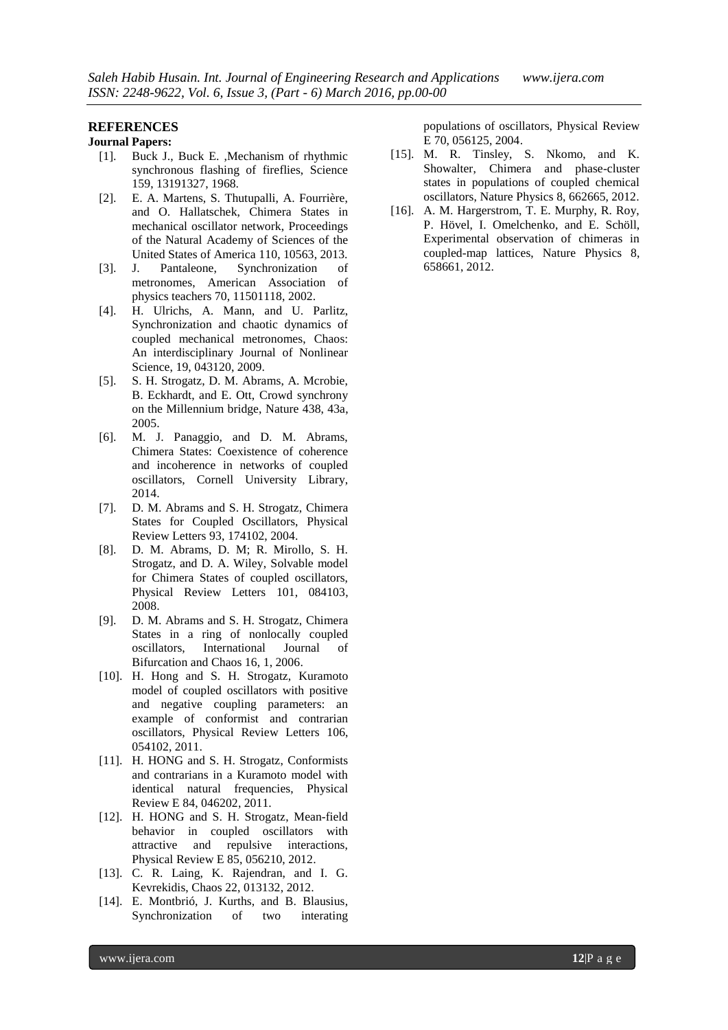## REFERENCES

**Journal Papers:**

[1]. Buck J., Buck E. ,Mechanism of rhythmic synchronous flashing of fireflies, Science 159, 13191327, 1968.

[2]. E. A. Martens, S. Thutupalli, A. Fourrière, and O. Hallatschek, Chimera States in mechanical oscillator network, Proceedings of the Natural Academy of Sciences of the United States of America 110, 10563, 2013.

[3]. J. Pantaleone, Synchronization of metronomes, American Association of physics teachers 70, 11501118, 2002.

[4]. H. Ulrichs, A. Mann, and U. Parlitz, Synchronization and chaotic dynamics of coupled mechanical metronomes, Chaos: An interdisciplinary Journal of Nonlinear Science, 19, 043120, 2009.

[5]. S. H. Strogatz, D. M. Abrams, A. Mcrobie, B. Eckhardt, and E. Ott, Crowd synchrony on the Millennium bridge, Nature 438, 43a, 2005.

[6]. M. J. Panaggio, and D. M. Abrams, Chimera States: Coexistence of coherence and incoherence in networks of coupled oscillators, Cornell University Library, 2014.

[7]. D. M. Abrams and S. H. Strogatz, Chimera States for Coupled Oscillators, Physical Review Letters 93, 174102, 2004.

[8]. D. M. Abrams, D. M; R. Mirollo, S. H. Strogatz, and D. A. Wiley, Solvable model for Chimera States of coupled oscillators, Physical Review Letters 101, 084103, 2008.

[9]. D. M. Abrams and S. H. Strogatz, Chimera States in a ring of nonlocally coupled oscillators, International Journal of Bifurcation and Chaos 16, 1, 2006.

[10]. H. Hong and S. H. Strogatz, Kuramoto model of coupled oscillators with positive and negative coupling parameters: an example of conformist and contrarian oscillators, Physical Review Letters 106, 054102, 2011.

[11]. H. HONG and S. H. Strogatz, Conformists and contrarians in a Kuramoto model with identical natural frequencies, Physical Review E 84, 046202, 2011.

[12]. H. HONG and S. H. Strogatz, Mean-field behavior in coupled oscillators with attractive and repulsive interactions, Physical Review E 85, 056210, 2012.

[13]. C. R. Laing, K. Rajendran, and I. G. Kevrekidis, Chaos 22, 013132, 2012.

[14]. E. Montbrió, J. Kurths, and B. Blausius, Synchronization of two interating populations of oscillators, Physical Review E 70, 056125, 2004.

[15]. M. R. Tinsley, S. Nkomo, and K. Showalter, Chimera and phase-cluster states in populations of coupled chemical oscillators, Nature Physics 8, 662665, 2012.

[16]. A. M. Hargerstrom, T. E. Murphy, R. Roy, P. Hövel, I. Omelchenko, and E. Schöll, Experimental observation of chimeras in coupled-map lattices, Nature Physics 8, 658661, 2012.